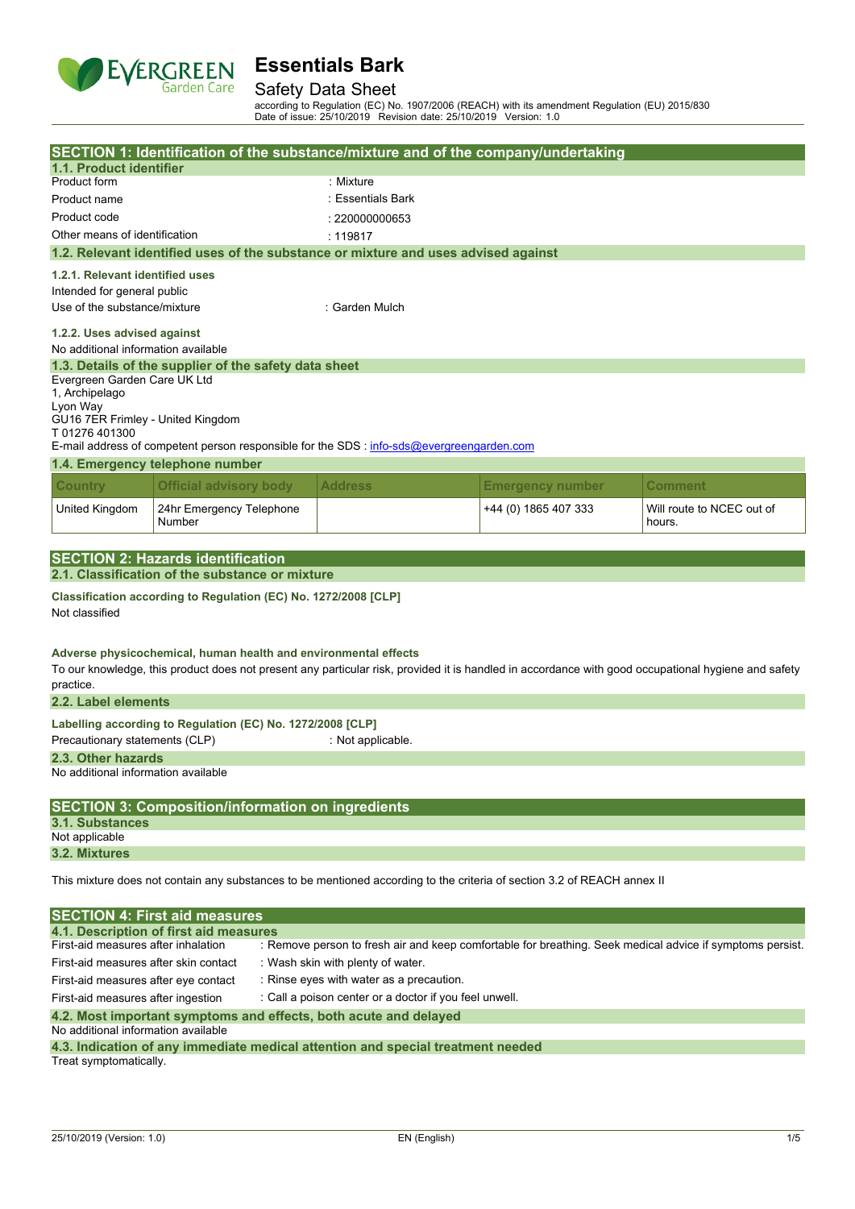# Essentials Bark

## Safety Data Sheet

according to Regulation (EC) No. 1907/2006 (REACH) with its amendment Regulation (EU) 2015/830
Date of issue: 25/10/2019 Revision date: 25/10/2019 Version: 1.0

## SECTION 1: Identification of the substance/mixture and of the company/undertaking

### 1.1. Product identifier

| | |
|---|---|
| Product form | : Mixture |
| Product name | : Essentials Bark |
| Product code | : 220000000653 |
| Other means of identification | : 119817 |

### 1.2. Relevant identified uses of the substance or mixture and uses advised against

**1.2.1. Relevant identified uses**

Intended for general public

| | |
|---|---|
| Use of the substance/mixture | : Garden Mulch |

**1.2.2. Uses advised against**

No additional information available

### 1.3. Details of the supplier of the safety data sheet

Evergreen Garden Care UK Ltd
1, Archipelago
Lyon Way
GU16 7ER Frimley - United Kingdom
T 01276 401300

E-mail address of competent person responsible for the SDS : info-sds@evergreengarden.com

### 1.4. Emergency telephone number

| Country | Official advisory body | Address | Emergency number | Comment |
|---|---|---|---|---|
| United Kingdom | 24hr Emergency Telephone Number | | +44 (0) 1865 407 333 | Will route to NCEC out of hours. |

## SECTION 2: Hazards identification

### 2.1. Classification of the substance or mixture

**Classification according to Regulation (EC) No. 1272/2008 [CLP]**

Not classified

**Adverse physicochemical, human health and environmental effects**

To our knowledge, this product does not present any particular risk, provided it is handled in accordance with good occupational hygiene and safety practice.

### 2.2. Label elements

**Labelling according to Regulation (EC) No. 1272/2008 [CLP]**

| | |
|---|---|
| Precautionary statements (CLP) | : Not applicable. |

### 2.3. Other hazards

No additional information available

## SECTION 3: Composition/information on ingredients

### 3.1. Substances

Not applicable

### 3.2. Mixtures

This mixture does not contain any substances to be mentioned according to the criteria of section 3.2 of REACH annex II

## SECTION 4: First aid measures

### 4.1. Description of first aid measures

| | |
|---|---|
| First-aid measures after inhalation | : Remove person to fresh air and keep comfortable for breathing. Seek medical advice if symptoms persist. |
| First-aid measures after skin contact | : Wash skin with plenty of water. |
| First-aid measures after eye contact | : Rinse eyes with water as a precaution. |
| First-aid measures after ingestion | : Call a poison center or a doctor if you feel unwell. |

### 4.2. Most important symptoms and effects, both acute and delayed

No additional information available

### 4.3. Indication of any immediate medical attention and special treatment needed

Treat symptomatically.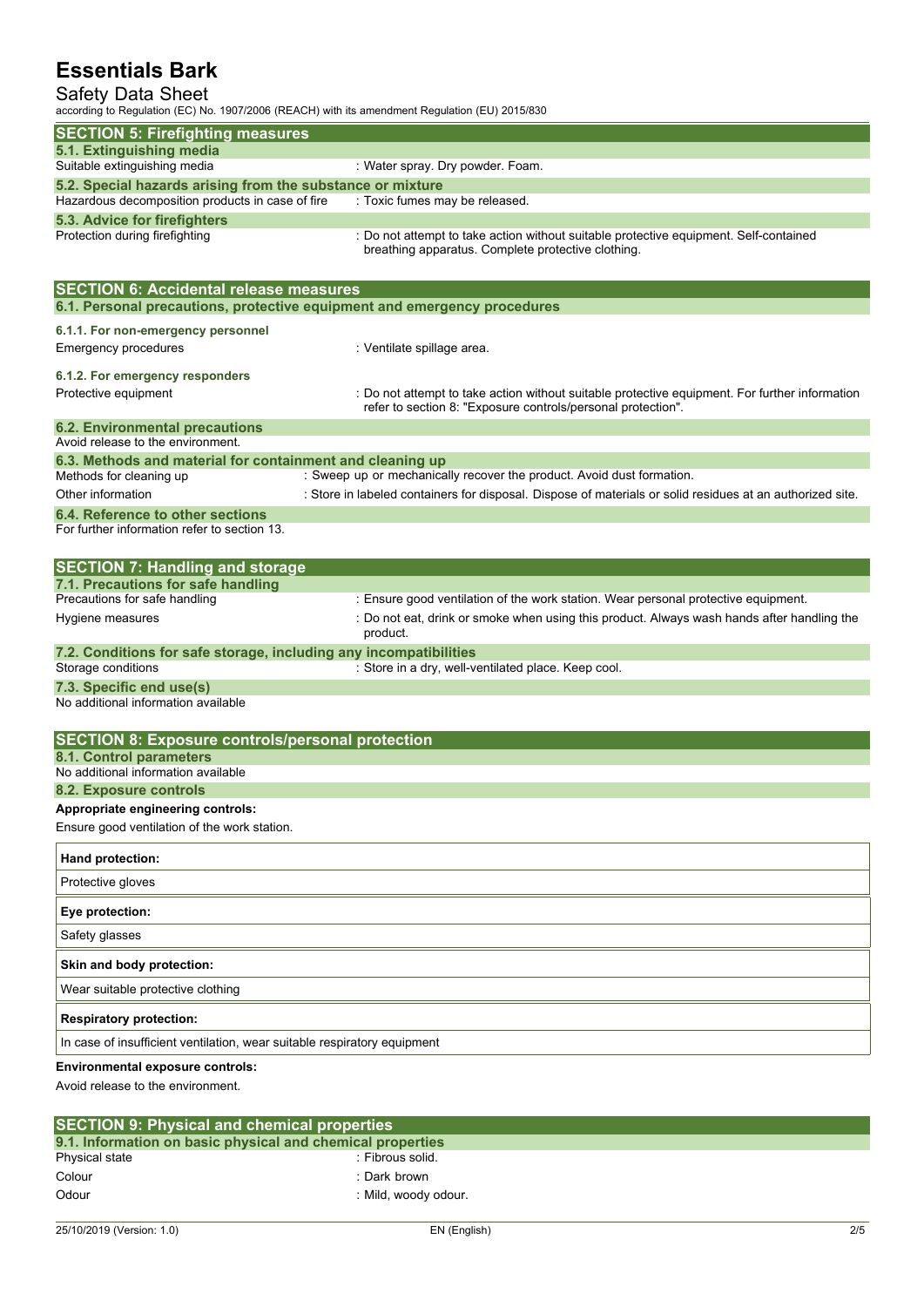## SECTION 5: Firefighting measures

### 5.1. Extinguishing media

| | |
|---|---|
| Suitable extinguishing media | : Water spray. Dry powder. Foam. |

### 5.2. Special hazards arising from the substance or mixture

| | |
|---|---|
| Hazardous decomposition products in case of fire | : Toxic fumes may be released. |

### 5.3. Advice for firefighters

| | |
|---|---|
| Protection during firefighting | : Do not attempt to take action without suitable protective equipment. Self-contained breathing apparatus. Complete protective clothing. |

## SECTION 6: Accidental release measures

### 6.1. Personal precautions, protective equipment and emergency procedures

#### 6.1.1. For non-emergency personnel

| | |
|---|---|
| Emergency procedures | : Ventilate spillage area. |

#### 6.1.2. For emergency responders

| | |
|---|---|
| Protective equipment | : Do not attempt to take action without suitable protective equipment. For further information refer to section 8: "Exposure controls/personal protection". |

### 6.2. Environmental precautions

Avoid release to the environment.

### 6.3. Methods and material for containment and cleaning up

| | |
|---|---|
| Methods for cleaning up | : Sweep up or mechanically recover the product. Avoid dust formation. |
| Other information | : Store in labeled containers for disposal. Dispose of materials or solid residues at an authorized site. |

### 6.4. Reference to other sections

For further information refer to section 13.

## SECTION 7: Handling and storage

### 7.1. Precautions for safe handling

| | |
|---|---|
| Precautions for safe handling | : Ensure good ventilation of the work station. Wear personal protective equipment. |
| Hygiene measures | : Do not eat, drink or smoke when using this product. Always wash hands after handling the product. |

### 7.2. Conditions for safe storage, including any incompatibilities

| | |
|---|---|
| Storage conditions | : Store in a dry, well-ventilated place. Keep cool. |

### 7.3. Specific end use(s)

No additional information available

## SECTION 8: Exposure controls/personal protection

### 8.1. Control parameters

No additional information available

### 8.2. Exposure controls

**Appropriate engineering controls:**

Ensure good ventilation of the work station.

**Hand protection:**

Protective gloves

**Eye protection:**

Safety glasses

**Skin and body protection:**

Wear suitable protective clothing

**Respiratory protection:**

In case of insufficient ventilation, wear suitable respiratory equipment

**Environmental exposure controls:**

Avoid release to the environment.

## SECTION 9: Physical and chemical properties

### 9.1. Information on basic physical and chemical properties

| | |
|---|---|
| Physical state | : Fibrous solid. |
| Colour | : Dark brown |
| Odour | : Mild, woody odour. |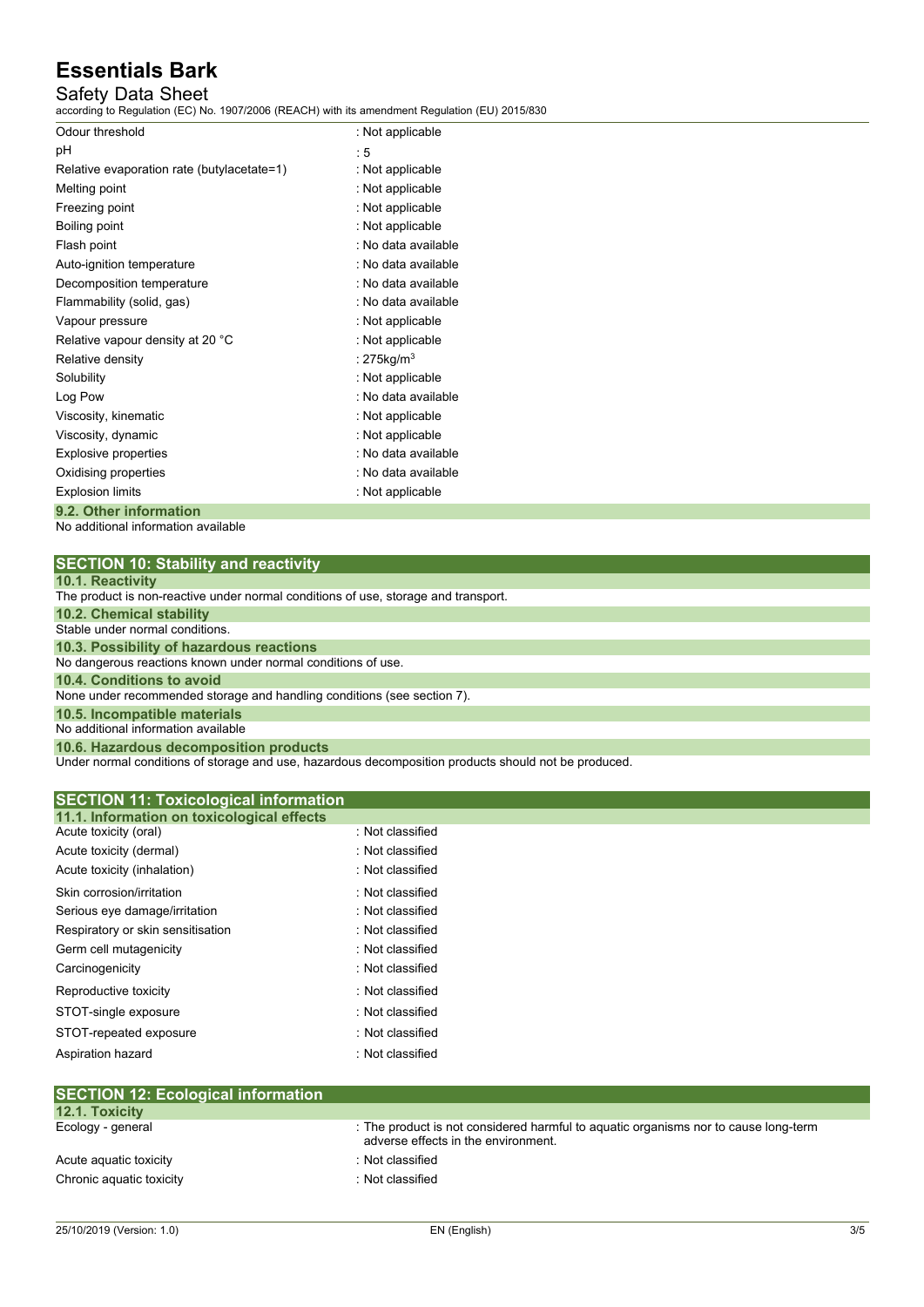| | |
|---|---|
| Odour threshold | : Not applicable |
| pH | : 5 |
| Relative evaporation rate (butylacetate=1) | : Not applicable |
| Melting point | : Not applicable |
| Freezing point | : Not applicable |
| Boiling point | : Not applicable |
| Flash point | : No data available |
| Auto-ignition temperature | : No data available |
| Decomposition temperature | : No data available |
| Flammability (solid, gas) | : No data available |
| Vapour pressure | : Not applicable |
| Relative vapour density at 20 °C | : Not applicable |
| Relative density | : 275kg/m$^3$ |
| Solubility | : Not applicable |
| Log Pow | : No data available |
| Viscosity, kinematic | : Not applicable |
| Viscosity, dynamic | : Not applicable |
| Explosive properties | : No data available |
| Oxidising properties | : No data available |
| Explosion limits | : Not applicable |

### 9.2. Other information

No additional information available

## SECTION 10: Stability and reactivity

### 10.1. Reactivity

The product is non-reactive under normal conditions of use, storage and transport.

### 10.2. Chemical stability

Stable under normal conditions.

### 10.3. Possibility of hazardous reactions

No dangerous reactions known under normal conditions of use.

### 10.4. Conditions to avoid

None under recommended storage and handling conditions (see section 7).

### 10.5. Incompatible materials

No additional information available

### 10.6. Hazardous decomposition products

Under normal conditions of storage and use, hazardous decomposition products should not be produced.

## SECTION 11: Toxicological information

### 11.1. Information on toxicological effects

| | |
|---|---|
| Acute toxicity (oral) | : Not classified |
| Acute toxicity (dermal) | : Not classified |
| Acute toxicity (inhalation) | : Not classified |
| Skin corrosion/irritation | : Not classified |
| Serious eye damage/irritation | : Not classified |
| Respiratory or skin sensitisation | : Not classified |
| Germ cell mutagenicity | : Not classified |
| Carcinogenicity | : Not classified |
| Reproductive toxicity | : Not classified |
| STOT-single exposure | : Not classified |
| STOT-repeated exposure | : Not classified |
| Aspiration hazard | : Not classified |

## SECTION 12: Ecological information

### 12.1. Toxicity

| | |
|---|---|
| Ecology - general | : The product is not considered harmful to aquatic organisms nor to cause long-term adverse effects in the environment. |
| Acute aquatic toxicity | : Not classified |
| Chronic aquatic toxicity | : Not classified |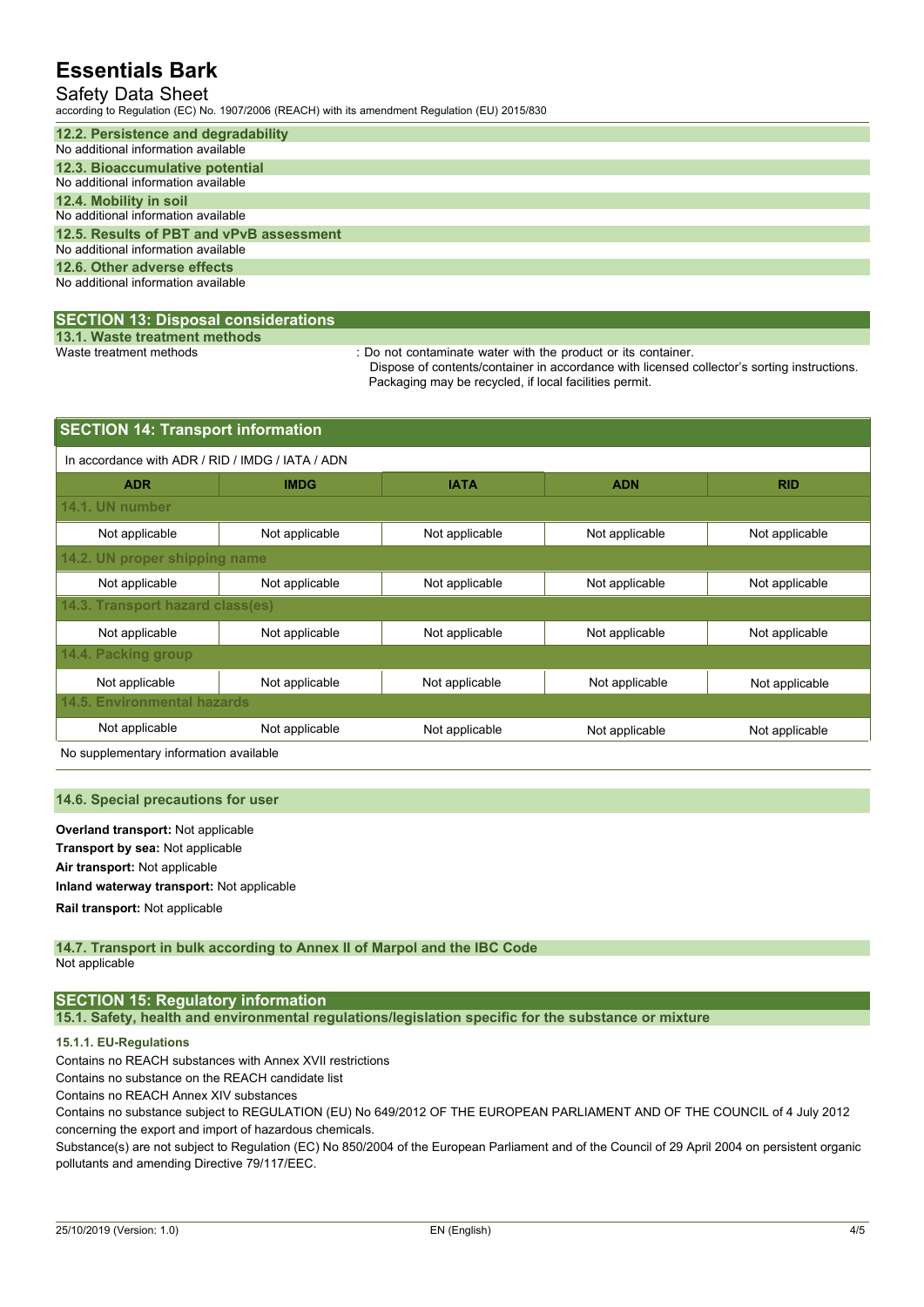### 12.2. Persistence and degradability

No additional information available

### 12.3. Bioaccumulative potential

No additional information available

### 12.4. Mobility in soil

No additional information available

### 12.5. Results of PBT and vPvB assessment

No additional information available

### 12.6. Other adverse effects

No additional information available

## SECTION 13: Disposal considerations

### 13.1. Waste treatment methods

Waste treatment methods : Do not contaminate water with the product or its container.
Dispose of contents/container in accordance with licensed collector's sorting instructions.
Packaging may be recycled, if local facilities permit.

## SECTION 14: Transport information

In accordance with ADR / RID / IMDG / IATA / ADN

| ADR | IMDG | IATA | ADN | RID |
|---|---|---|---|---|
| **14.1. UN number** | | | | |
| Not applicable | Not applicable | Not applicable | Not applicable | Not applicable |
| **14.2. UN proper shipping name** | | | | |
| Not applicable | Not applicable | Not applicable | Not applicable | Not applicable |
| **14.3. Transport hazard class(es)** | | | | |
| Not applicable | Not applicable | Not applicable | Not applicable | Not applicable |
| **14.4. Packing group** | | | | |
| Not applicable | Not applicable | Not applicable | Not applicable | Not applicable |
| **14.5. Environmental hazards** | | | | |
| Not applicable | Not applicable | Not applicable | Not applicable | Not applicable |

No supplementary information available

### 14.6. Special precautions for user

**Overland transport:** Not applicable

**Transport by sea:** Not applicable

**Air transport:** Not applicable

**Inland waterway transport:** Not applicable

**Rail transport:** Not applicable

### 14.7. Transport in bulk according to Annex II of Marpol and the IBC Code

Not applicable

## SECTION 15: Regulatory information

### 15.1. Safety, health and environmental regulations/legislation specific for the substance or mixture

#### 15.1.1. EU-Regulations

Contains no REACH substances with Annex XVII restrictions

Contains no substance on the REACH candidate list

Contains no REACH Annex XIV substances

Contains no substance subject to REGULATION (EU) No 649/2012 OF THE EUROPEAN PARLIAMENT AND OF THE COUNCIL of 4 July 2012 concerning the export and import of hazardous chemicals.

Substance(s) are not subject to Regulation (EC) No 850/2004 of the European Parliament and of the Council of 29 April 2004 on persistent organic pollutants and amending Directive 79/117/EEC.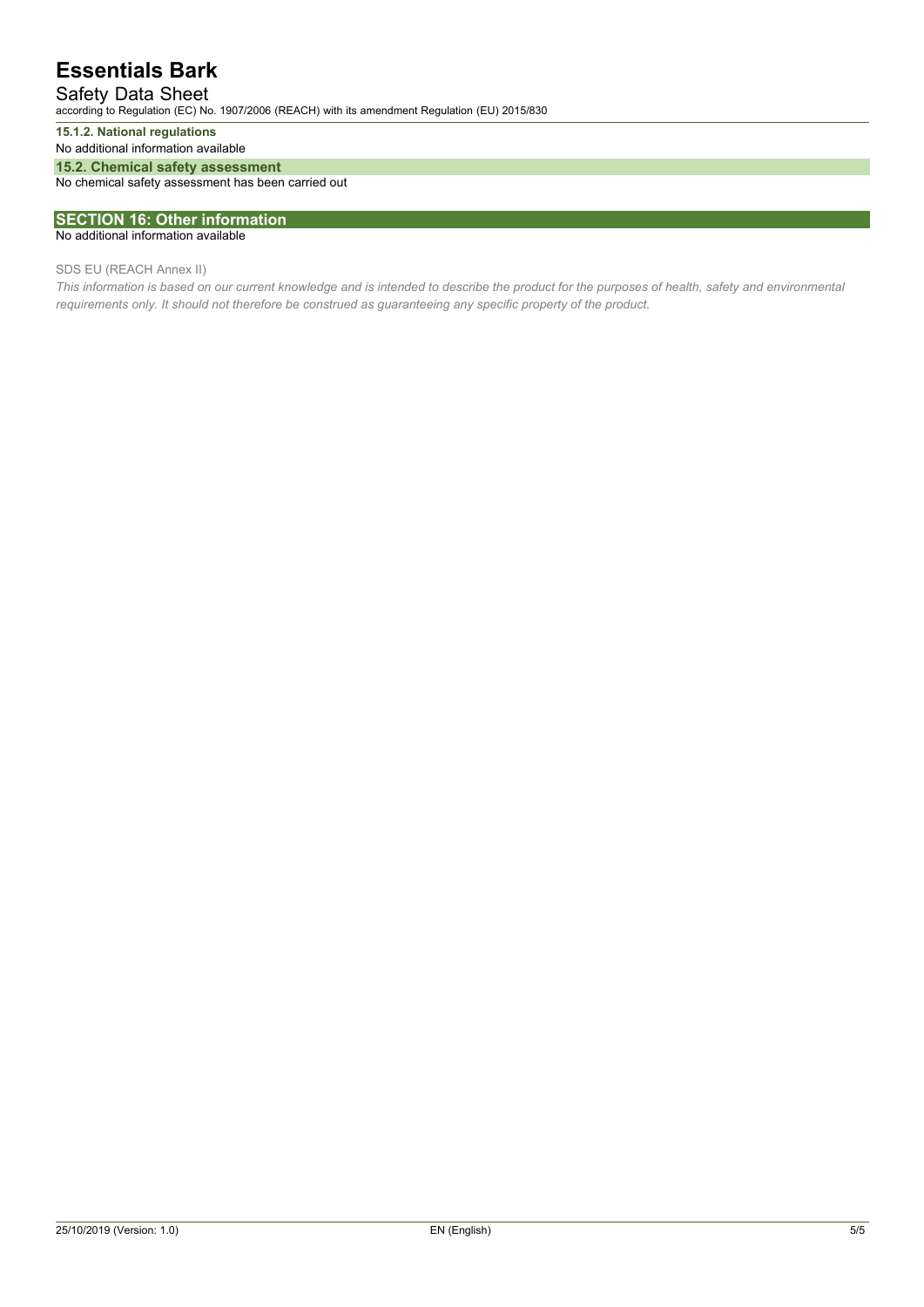#### 15.1.2. National regulations

No additional information available

### 15.2. Chemical safety assessment

No chemical safety assessment has been carried out

## SECTION 16: Other information

No additional information available

SDS EU (REACH Annex II)

*This information is based on our current knowledge and is intended to describe the product for the purposes of health, safety and environmental requirements only. It should not therefore be construed as guaranteeing any specific property of the product.*